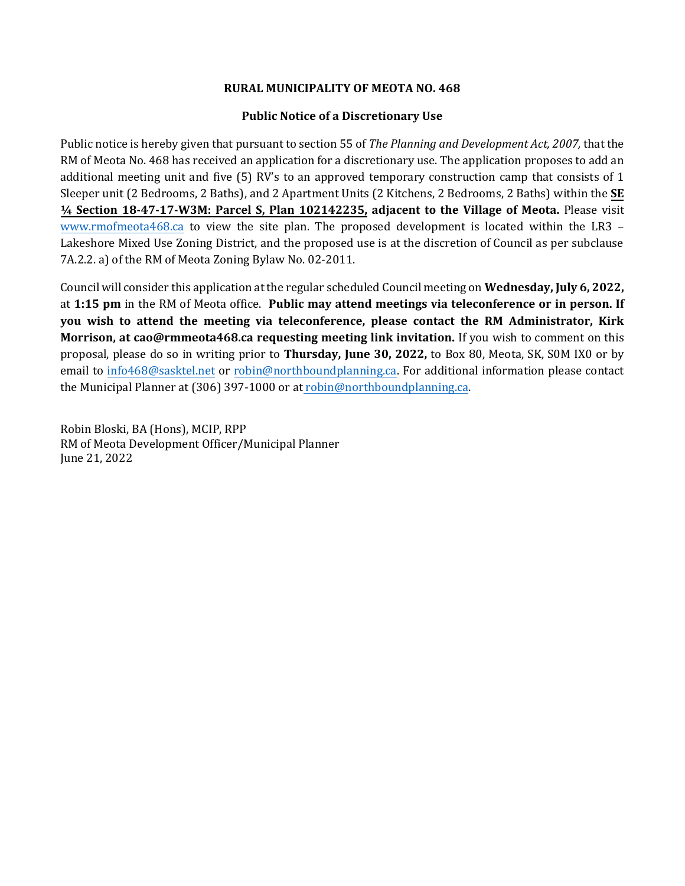**RURAL MUNICIPALITY OF MEOTA NO. 468**

**Public Notice of a Discretionary Use**

Public notice is hereby given that pursuant to section 55 of *The Planning and Development Act, 2007,* that the RM of Meota No. 468 has received an application for a discretionary use. The application proposes to add an additional meeting unit and five (5) RV's to an approved temporary construction camp that consists of 1 Sleeper unit (2 Bedrooms, 2 Baths), and 2 Apartment Units (2 Kitchens, 2 Bedrooms, 2 Baths) within the **SE ¼ Section 18-47-17-W3M: Parcel S, Plan 102142235, adjacent to the Village of Meota.** Please visit www.rmofmeota468.ca to view the site plan. The proposed development is located within the LR3 – Lakeshore Mixed Use Zoning District, and the proposed use is at the discretion of Council as per subclause 7A.2.2. a) of the RM of Meota Zoning Bylaw No. 02-2011.

Council will consider this application at the regular scheduled Council meeting on **Wednesday, July 6, 2022,** at **1:15 pm** in the RM of Meota office. **Public may attend meetings via teleconference or in person. If you wish to attend the meeting via teleconference, please contact the RM Administrator, Kirk Morrison, at cao@rmmeota468.ca requesting meeting link invitation.** If you wish to comment on this proposal, please do so in writing prior to **Thursday, June 30, 2022,** to Box 80, Meota, SK, S0M IX0 or by email to info468@sasktel.net or robin@northboundplanning.ca. For additional information please contact the Municipal Planner at (306) 397-1000 or at robin@northboundplanning.ca.

Robin Bloski, BA (Hons), MCIP, RPP
RM of Meota Development Officer/Municipal Planner
June 21, 2022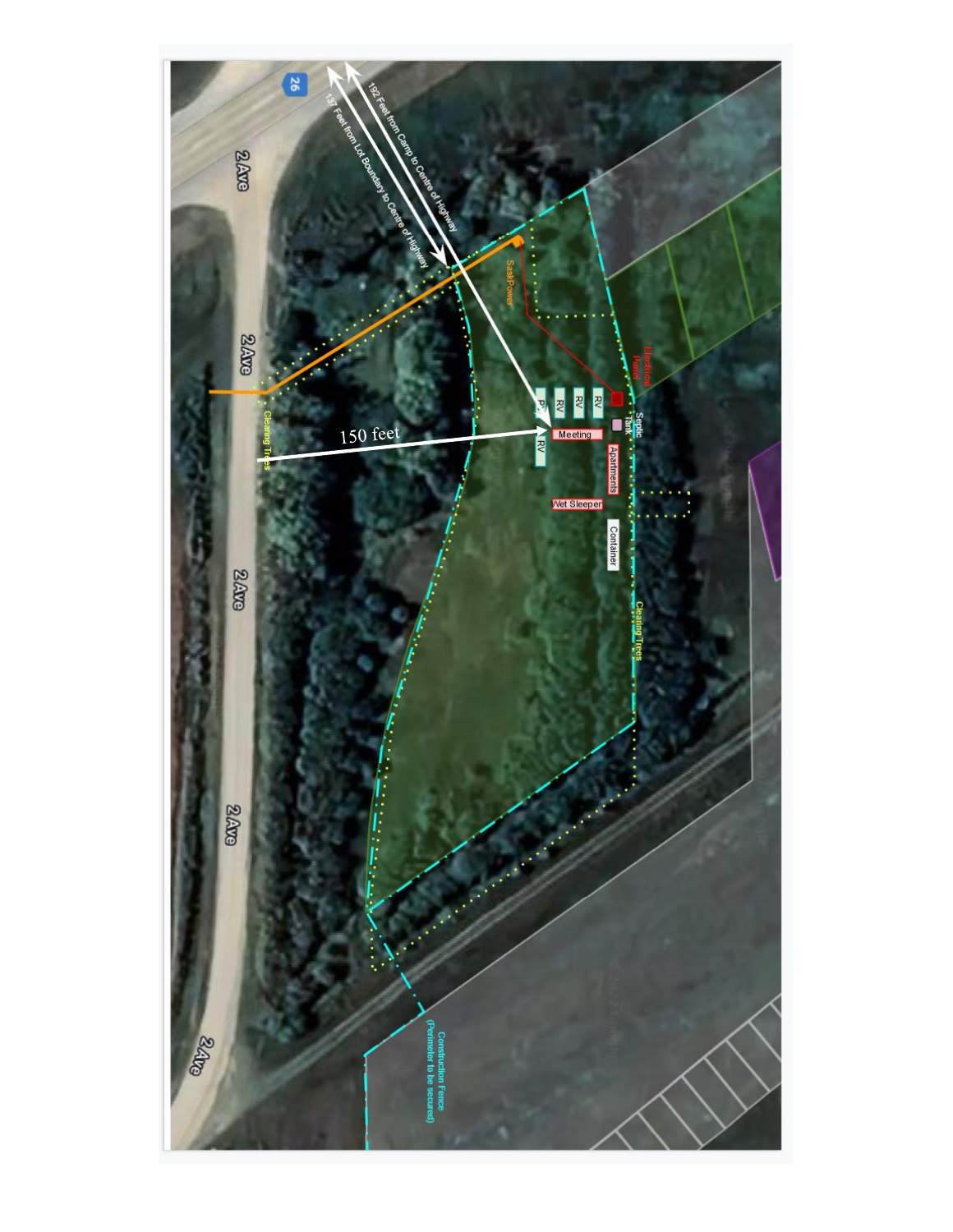26

2 Ave

137 Feet from Lot Boundary to Centre of Highway

192 Feet from Camp to Centre of Highway

SaskPower

Electrical Panel

Septic Tank

RV

RV

RV

RV

RV

Meeting

Apartments

Wet Sleeper

Container

150 feet

Clearing Trees

Construction Fence (Perimeter to be secured)